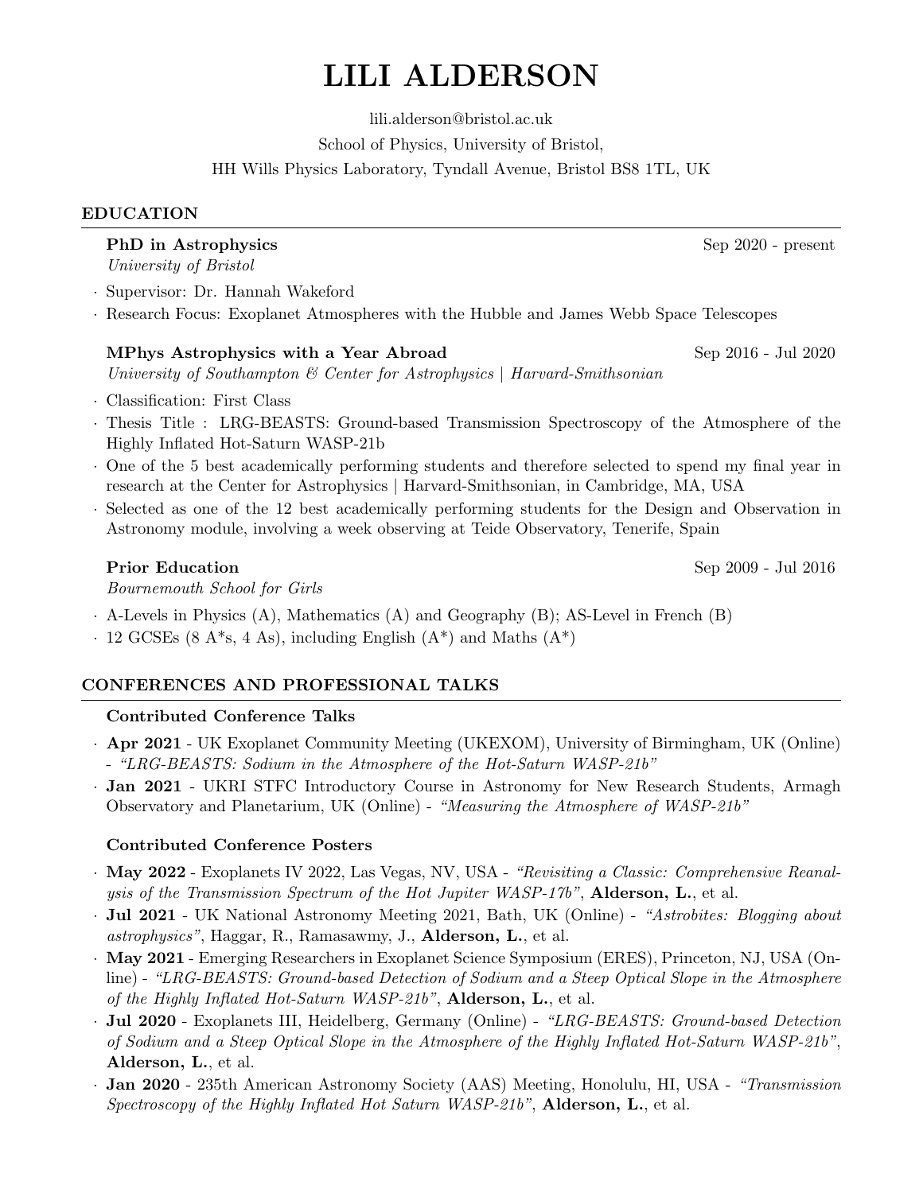# LILI ALDERSON

lili.alderson@bristol.ac.uk

School of Physics, University of Bristol,

HH Wills Physics Laboratory, Tyndall Avenue, Bristol BS8 1TL, UK

## EDUCATION

**PhD in Astrophysics** Sep 2020 - present

*University of Bristol*

- Supervisor: Dr. Hannah Wakeford
- Research Focus: Exoplanet Atmospheres with the Hubble and James Webb Space Telescopes

**MPhys Astrophysics with a Year Abroad** Sep 2016 - Jul 2020

*University of Southampton & Center for Astrophysics | Harvard-Smithsonian*

- Classification: First Class
- Thesis Title : LRG-BEASTS: Ground-based Transmission Spectroscopy of the Atmosphere of the Highly Inflated Hot-Saturn WASP-21b
- One of the 5 best academically performing students and therefore selected to spend my final year in research at the Center for Astrophysics | Harvard-Smithsonian, in Cambridge, MA, USA
- Selected as one of the 12 best academically performing students for the Design and Observation in Astronomy module, involving a week observing at Teide Observatory, Tenerife, Spain

**Prior Education** Sep 2009 - Jul 2016

*Bournemouth School for Girls*

- A-Levels in Physics (A), Mathematics (A) and Geography (B); AS-Level in French (B)
- 12 GCSEs (8 A*s, 4 As), including English (A*) and Maths (A*)

## CONFERENCES AND PROFESSIONAL TALKS

### Contributed Conference Talks

- **Apr 2021** - UK Exoplanet Community Meeting (UKEXOM), University of Birmingham, UK (Online) - *"LRG-BEASTS: Sodium in the Atmosphere of the Hot-Saturn WASP-21b"*
- **Jan 2021** - UKRI STFC Introductory Course in Astronomy for New Research Students, Armagh Observatory and Planetarium, UK (Online) - *"Measuring the Atmosphere of WASP-21b"*

### Contributed Conference Posters

- **May 2022** - Exoplanets IV 2022, Las Vegas, NV, USA - *"Revisiting a Classic: Comprehensive Reanalysis of the Transmission Spectrum of the Hot Jupiter WASP-17b"*, **Alderson, L.**, et al.
- **Jul 2021** - UK National Astronomy Meeting 2021, Bath, UK (Online) - *"Astrobites: Blogging about astrophysics"*, Haggar, R., Ramasawmy, J., **Alderson, L.**, et al.
- **May 2021** - Emerging Researchers in Exoplanet Science Symposium (ERES), Princeton, NJ, USA (Online) - *"LRG-BEASTS: Ground-based Detection of Sodium and a Steep Optical Slope in the Atmosphere of the Highly Inflated Hot-Saturn WASP-21b"*, **Alderson, L.**, et al.
- **Jul 2020** - Exoplanets III, Heidelberg, Germany (Online) - *"LRG-BEASTS: Ground-based Detection of Sodium and a Steep Optical Slope in the Atmosphere of the Highly Inflated Hot-Saturn WASP-21b"*, **Alderson, L.**, et al.
- **Jan 2020** - 235th American Astronomy Society (AAS) Meeting, Honolulu, HI, USA - *"Transmission Spectroscopy of the Highly Inflated Hot Saturn WASP-21b"*, **Alderson, L.**, et al.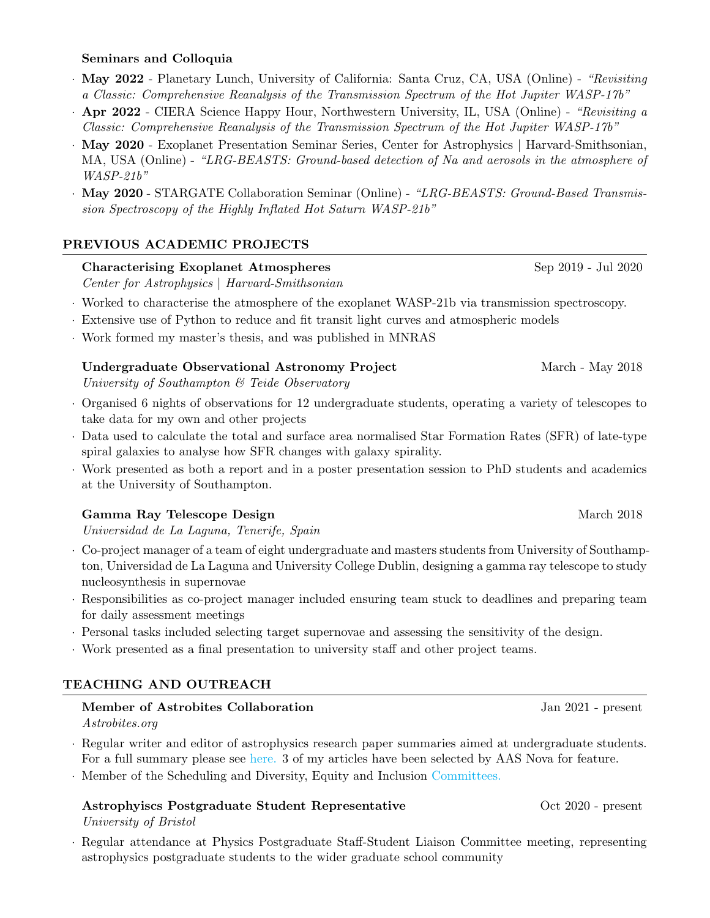### Seminars and Colloquia

- **May 2022** - Planetary Lunch, University of California: Santa Cruz, CA, USA (Online) - *"Revisiting a Classic: Comprehensive Reanalysis of the Transmission Spectrum of the Hot Jupiter WASP-17b"*
- **Apr 2022** - CIERA Science Happy Hour, Northwestern University, IL, USA (Online) - *"Revisiting a Classic: Comprehensive Reanalysis of the Transmission Spectrum of the Hot Jupiter WASP-17b"*
- **May 2020** - Exoplanet Presentation Seminar Series, Center for Astrophysics | Harvard-Smithsonian, MA, USA (Online) - *"LRG-BEASTS: Ground-based detection of Na and aerosols in the atmosphere of WASP-21b"*
- **May 2020** - STARGATE Collaboration Seminar (Online) - *"LRG-BEASTS: Ground-Based Transmission Spectroscopy of the Highly Inflated Hot Saturn WASP-21b"*

## PREVIOUS ACADEMIC PROJECTS

**Characterising Exoplanet Atmospheres** — Sep 2019 - Jul 2020
*Center for Astrophysics | Harvard-Smithsonian*

- Worked to characterise the atmosphere of the exoplanet WASP-21b via transmission spectroscopy.
- Extensive use of Python to reduce and fit transit light curves and atmospheric models
- Work formed my master's thesis, and was published in MNRAS

**Undergraduate Observational Astronomy Project** — March - May 2018
*University of Southampton & Teide Observatory*

- Organised 6 nights of observations for 12 undergraduate students, operating a variety of telescopes to take data for my own and other projects
- Data used to calculate the total and surface area normalised Star Formation Rates (SFR) of late-type spiral galaxies to analyse how SFR changes with galaxy spirality.
- Work presented as both a report and in a poster presentation session to PhD students and academics at the University of Southampton.

**Gamma Ray Telescope Design** — March 2018
*Universidad de La Laguna, Tenerife, Spain*

- Co-project manager of a team of eight undergraduate and masters students from University of Southampton, Universidad de La Laguna and University College Dublin, designing a gamma ray telescope to study nucleosynthesis in supernovae
- Responsibilities as co-project manager included ensuring team stuck to deadlines and preparing team for daily assessment meetings
- Personal tasks included selecting target supernovae and assessing the sensitivity of the design.
- Work presented as a final presentation to university staff and other project teams.

## TEACHING AND OUTREACH

**Member of Astrobites Collaboration** — Jan 2021 - present
*Astrobites.org*

- Regular writer and editor of astrophysics research paper summaries aimed at undergraduate students. For a full summary please see here. 3 of my articles have been selected by AAS Nova for feature.
- Member of the Scheduling and Diversity, Equity and Inclusion Committees.

**Astrophyiscs Postgraduate Student Representative** — Oct 2020 - present
*University of Bristol*

- Regular attendance at Physics Postgraduate Staff-Student Liaison Committee meeting, representing astrophysics postgraduate students to the wider graduate school community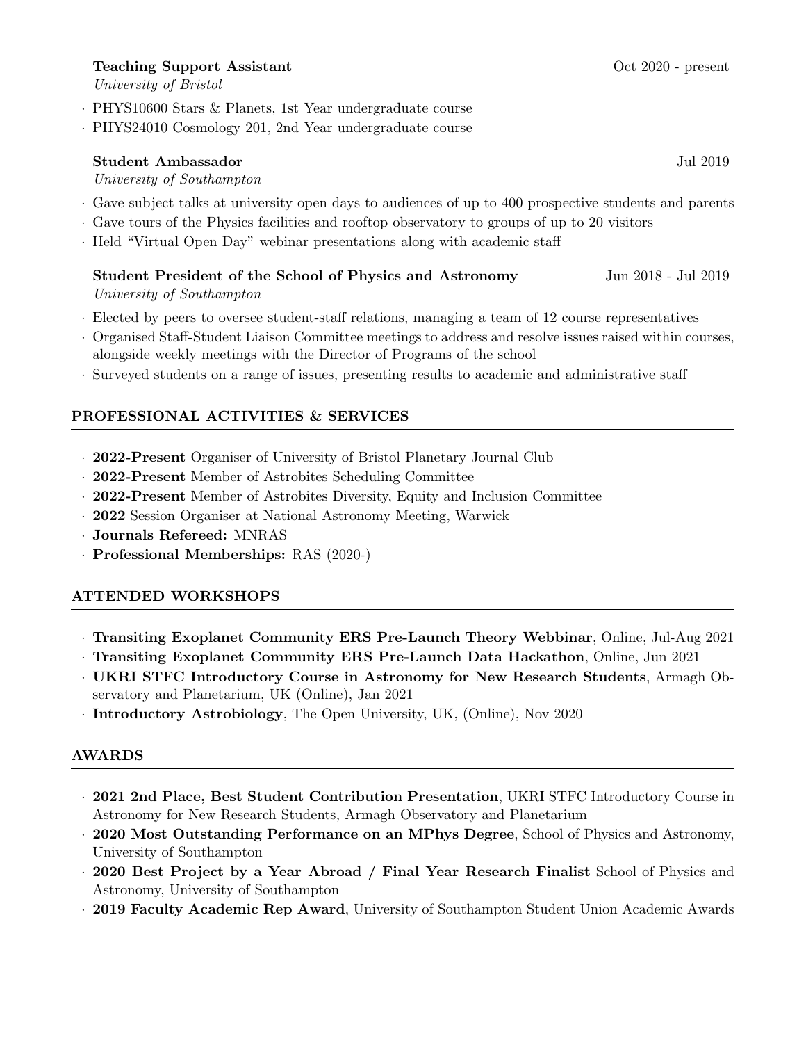**Teaching Support Assistant** Oct 2020 - present
*University of Bristol*

- PHYS10600 Stars & Planets, 1st Year undergraduate course
- PHYS24010 Cosmology 201, 2nd Year undergraduate course

**Student Ambassador** Jul 2019
*University of Southampton*

- Gave subject talks at university open days to audiences of up to 400 prospective students and parents
- Gave tours of the Physics facilities and rooftop observatory to groups of up to 20 visitors
- Held "Virtual Open Day" webinar presentations along with academic staff

**Student President of the School of Physics and Astronomy** Jun 2018 - Jul 2019
*University of Southampton*

- Elected by peers to oversee student-staff relations, managing a team of 12 course representatives
- Organised Staff-Student Liaison Committee meetings to address and resolve issues raised within courses, alongside weekly meetings with the Director of Programs of the school
- Surveyed students on a range of issues, presenting results to academic and administrative staff

## PROFESSIONAL ACTIVITIES & SERVICES

- **2022-Present** Organiser of University of Bristol Planetary Journal Club
- **2022-Present** Member of Astrobites Scheduling Committee
- **2022-Present** Member of Astrobites Diversity, Equity and Inclusion Committee
- **2022** Session Organiser at National Astronomy Meeting, Warwick
- **Journals Refereed:** MNRAS
- **Professional Memberships:** RAS (2020-)

## ATTENDED WORKSHOPS

- **Transiting Exoplanet Community ERS Pre-Launch Theory Webbinar**, Online, Jul-Aug 2021
- **Transiting Exoplanet Community ERS Pre-Launch Data Hackathon**, Online, Jun 2021
- **UKRI STFC Introductory Course in Astronomy for New Research Students**, Armagh Observatory and Planetarium, UK (Online), Jan 2021
- **Introductory Astrobiology**, The Open University, UK, (Online), Nov 2020

## AWARDS

- **2021 2nd Place, Best Student Contribution Presentation**, UKRI STFC Introductory Course in Astronomy for New Research Students, Armagh Observatory and Planetarium
- **2020 Most Outstanding Performance on an MPhys Degree**, School of Physics and Astronomy, University of Southampton
- **2020 Best Project by a Year Abroad / Final Year Research Finalist** School of Physics and Astronomy, University of Southampton
- **2019 Faculty Academic Rep Award**, University of Southampton Student Union Academic Awards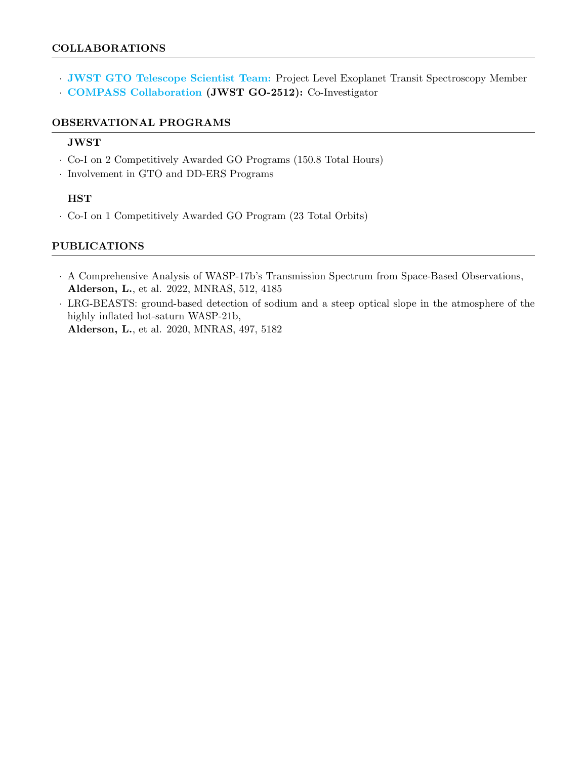## COLLABORATIONS

- **JWST GTO Telescope Scientist Team:** Project Level Exoplanet Transit Spectroscopy Member
- **COMPASS Collaboration (JWST GO-2512):** Co-Investigator

## OBSERVATIONAL PROGRAMS

### JWST

- Co-I on 2 Competitively Awarded GO Programs (150.8 Total Hours)
- Involvement in GTO and DD-ERS Programs

### HST

- Co-I on 1 Competitively Awarded GO Program (23 Total Orbits)

## PUBLICATIONS

- A Comprehensive Analysis of WASP-17b's Transmission Spectrum from Space-Based Observations, **Alderson, L.**, et al. 2022, MNRAS, 512, 4185
- LRG-BEASTS: ground-based detection of sodium and a steep optical slope in the atmosphere of the highly inflated hot-saturn WASP-21b,
  **Alderson, L.**, et al. 2020, MNRAS, 497, 5182